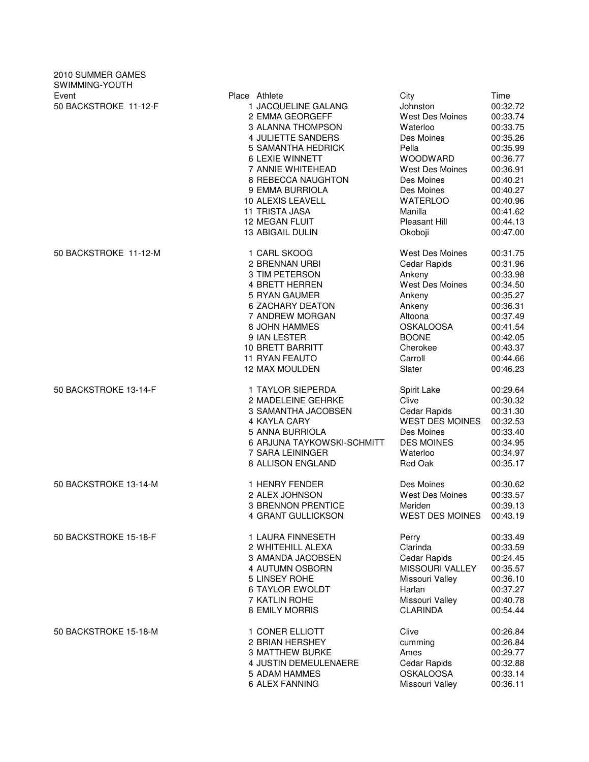2010 SUMMER GAMES
SWIMMING-YOUTH

| Event | Place | Athlete | City | Time |
|---|---|---|---|---|
| 50 BACKSTROKE 11-12-F | 1 | JACQUELINE GALANG | Johnston | 00:32.72 |
| | 2 | EMMA GEORGEFF | West Des Moines | 00:33.74 |
| | 3 | ALANNA THOMPSON | Waterloo | 00:33.75 |
| | 4 | JULIETTE SANDERS | Des Moines | 00:35.26 |
| | 5 | SAMANTHA HEDRICK | Pella | 00:35.99 |
| | 6 | LEXIE WINNETT | WOODWARD | 00:36.77 |
| | 7 | ANNIE WHITEHEAD | West Des Moines | 00:36.91 |
| | 8 | REBECCA NAUGHTON | Des Moines | 00:40.21 |
| | 9 | EMMA BURRIOLA | Des Moines | 00:40.27 |
| | 10 | ALEXIS LEAVELL | WATERLOO | 00:40.96 |
| | 11 | TRISTA JASA | Manilla | 00:41.62 |
| | 12 | MEGAN FLUIT | Pleasant Hill | 00:44.13 |
| | 13 | ABIGAIL DULIN | Okoboji | 00:47.00 |
| 50 BACKSTROKE 11-12-M | 1 | CARL SKOOG | West Des Moines | 00:31.75 |
| | 2 | BRENNAN URBI | Cedar Rapids | 00:31.96 |
| | 3 | TIM PETERSON | Ankeny | 00:33.98 |
| | 4 | BRETT HERREN | West Des Moines | 00:34.50 |
| | 5 | RYAN GAUMER | Ankeny | 00:35.27 |
| | 6 | ZACHARY DEATON | Ankeny | 00:36.31 |
| | 7 | ANDREW MORGAN | Altoona | 00:37.49 |
| | 8 | JOHN HAMMES | OSKALOOSA | 00:41.54 |
| | 9 | IAN LESTER | BOONE | 00:42.05 |
| | 10 | BRETT BARRITT | Cherokee | 00:43.37 |
| | 11 | RYAN FEAUTO | Carroll | 00:44.66 |
| | 12 | MAX MOULDEN | Slater | 00:46.23 |
| 50 BACKSTROKE 13-14-F | 1 | TAYLOR SIEPERDA | Spirit Lake | 00:29.64 |
| | 2 | MADELEINE GEHRKE | Clive | 00:30.32 |
| | 3 | SAMANTHA JACOBSEN | Cedar Rapids | 00:31.30 |
| | 4 | KAYLA CARY | WEST DES MOINES | 00:32.53 |
| | 5 | ANNA BURRIOLA | Des Moines | 00:33.40 |
| | 6 | ARJUNA TAYKOWSKI-SCHMITT | DES MOINES | 00:34.95 |
| | 7 | SARA LEININGER | Waterloo | 00:34.97 |
| | 8 | ALLISON ENGLAND | Red Oak | 00:35.17 |
| 50 BACKSTROKE 13-14-M | 1 | HENRY FENDER | Des Moines | 00:30.62 |
| | 2 | ALEX JOHNSON | West Des Moines | 00:33.57 |
| | 3 | BRENNON PRENTICE | Meriden | 00:39.13 |
| | 4 | GRANT GULLICKSON | WEST DES MOINES | 00:43.19 |
| 50 BACKSTROKE 15-18-F | 1 | LAURA FINNESETH | Perry | 00:33.49 |
| | 2 | WHITEHILL ALEXA | Clarinda | 00:33.59 |
| | 3 | AMANDA JACOBSEN | Cedar Rapids | 00:24.45 |
| | 4 | AUTUMN OSBORN | MISSOURI VALLEY | 00:35.57 |
| | 5 | LINSEY ROHE | Missouri Valley | 00:36.10 |
| | 6 | TAYLOR EWOLDT | Harlan | 00:37.27 |
| | 7 | KATLIN ROHE | Missouri Valley | 00:40.78 |
| | 8 | EMILY MORRIS | CLARINDA | 00:54.44 |
| 50 BACKSTROKE 15-18-M | 1 | CONER ELLIOTT | Clive | 00:26.84 |
| | 2 | BRIAN HERSHEY | cumming | 00:26.84 |
| | 3 | MATTHEW BURKE | Ames | 00:29.77 |
| | 4 | JUSTIN DEMEULENAERE | Cedar Rapids | 00:32.88 |
| | 5 | ADAM HAMMES | OSKALOOSA | 00:33.14 |
| | 6 | ALEX FANNING | Missouri Valley | 00:36.11 |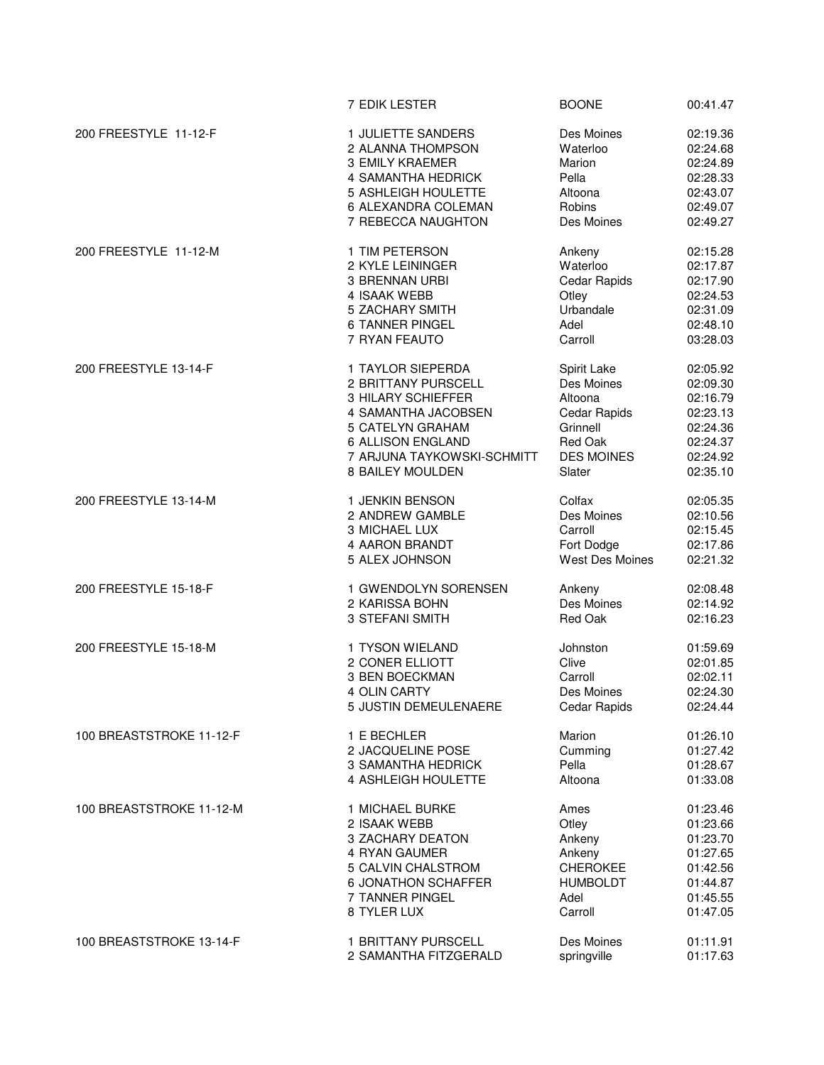| Event | Place / Name | City | Time |
|---|---|---|---|
| | 7 EDIK LESTER | BOONE | 00:41.47 |
| 200 FREESTYLE 11-12-F | 1 JULIETTE SANDERS | Des Moines | 02:19.36 |
| | 2 ALANNA THOMPSON | Waterloo | 02:24.68 |
| | 3 EMILY KRAEMER | Marion | 02:24.89 |
| | 4 SAMANTHA HEDRICK | Pella | 02:28.33 |
| | 5 ASHLEIGH HOULETTE | Altoona | 02:43.07 |
| | 6 ALEXANDRA COLEMAN | Robins | 02:49.07 |
| | 7 REBECCA NAUGHTON | Des Moines | 02:49.27 |
| 200 FREESTYLE 11-12-M | 1 TIM PETERSON | Ankeny | 02:15.28 |
| | 2 KYLE LEININGER | Waterloo | 02:17.87 |
| | 3 BRENNAN URBI | Cedar Rapids | 02:17.90 |
| | 4 ISAAK WEBB | Otley | 02:24.53 |
| | 5 ZACHARY SMITH | Urbandale | 02:31.09 |
| | 6 TANNER PINGEL | Adel | 02:48.10 |
| | 7 RYAN FEAUTO | Carroll | 03:28.03 |
| 200 FREESTYLE 13-14-F | 1 TAYLOR SIEPERDA | Spirit Lake | 02:05.92 |
| | 2 BRITTANY PURSCELL | Des Moines | 02:09.30 |
| | 3 HILARY SCHIEFFER | Altoona | 02:16.79 |
| | 4 SAMANTHA JACOBSEN | Cedar Rapids | 02:23.13 |
| | 5 CATELYN GRAHAM | Grinnell | 02:24.36 |
| | 6 ALLISON ENGLAND | Red Oak | 02:24.37 |
| | 7 ARJUNA TAYKOWSKI-SCHMITT | DES MOINES | 02:24.92 |
| | 8 BAILEY MOULDEN | Slater | 02:35.10 |
| 200 FREESTYLE 13-14-M | 1 JENKIN BENSON | Colfax | 02:05.35 |
| | 2 ANDREW GAMBLE | Des Moines | 02:10.56 |
| | 3 MICHAEL LUX | Carroll | 02:15.45 |
| | 4 AARON BRANDT | Fort Dodge | 02:17.86 |
| | 5 ALEX JOHNSON | West Des Moines | 02:21.32 |
| 200 FREESTYLE 15-18-F | 1 GWENDOLYN SORENSEN | Ankeny | 02:08.48 |
| | 2 KARISSA BOHN | Des Moines | 02:14.92 |
| | 3 STEFANI SMITH | Red Oak | 02:16.23 |
| 200 FREESTYLE 15-18-M | 1 TYSON WIELAND | Johnston | 01:59.69 |
| | 2 CONER ELLIOTT | Clive | 02:01.85 |
| | 3 BEN BOECKMAN | Carroll | 02:02.11 |
| | 4 OLIN CARTY | Des Moines | 02:24.30 |
| | 5 JUSTIN DEMEULENAERE | Cedar Rapids | 02:24.44 |
| 100 BREASTSTROKE 11-12-F | 1 E BECHLER | Marion | 01:26.10 |
| | 2 JACQUELINE POSE | Cumming | 01:27.42 |
| | 3 SAMANTHA HEDRICK | Pella | 01:28.67 |
| | 4 ASHLEIGH HOULETTE | Altoona | 01:33.08 |
| 100 BREASTSTROKE 11-12-M | 1 MICHAEL BURKE | Ames | 01:23.46 |
| | 2 ISAAK WEBB | Otley | 01:23.66 |
| | 3 ZACHARY DEATON | Ankeny | 01:23.70 |
| | 4 RYAN GAUMER | Ankeny | 01:27.65 |
| | 5 CALVIN CHALSTROM | CHEROKEE | 01:42.56 |
| | 6 JONATHON SCHAFFER | HUMBOLDT | 01:44.87 |
| | 7 TANNER PINGEL | Adel | 01:45.55 |
| | 8 TYLER LUX | Carroll | 01:47.05 |
| 100 BREASTSTROKE 13-14-F | 1 BRITTANY PURSCELL | Des Moines | 01:11.91 |
| | 2 SAMANTHA FITZGERALD | springville | 01:17.63 |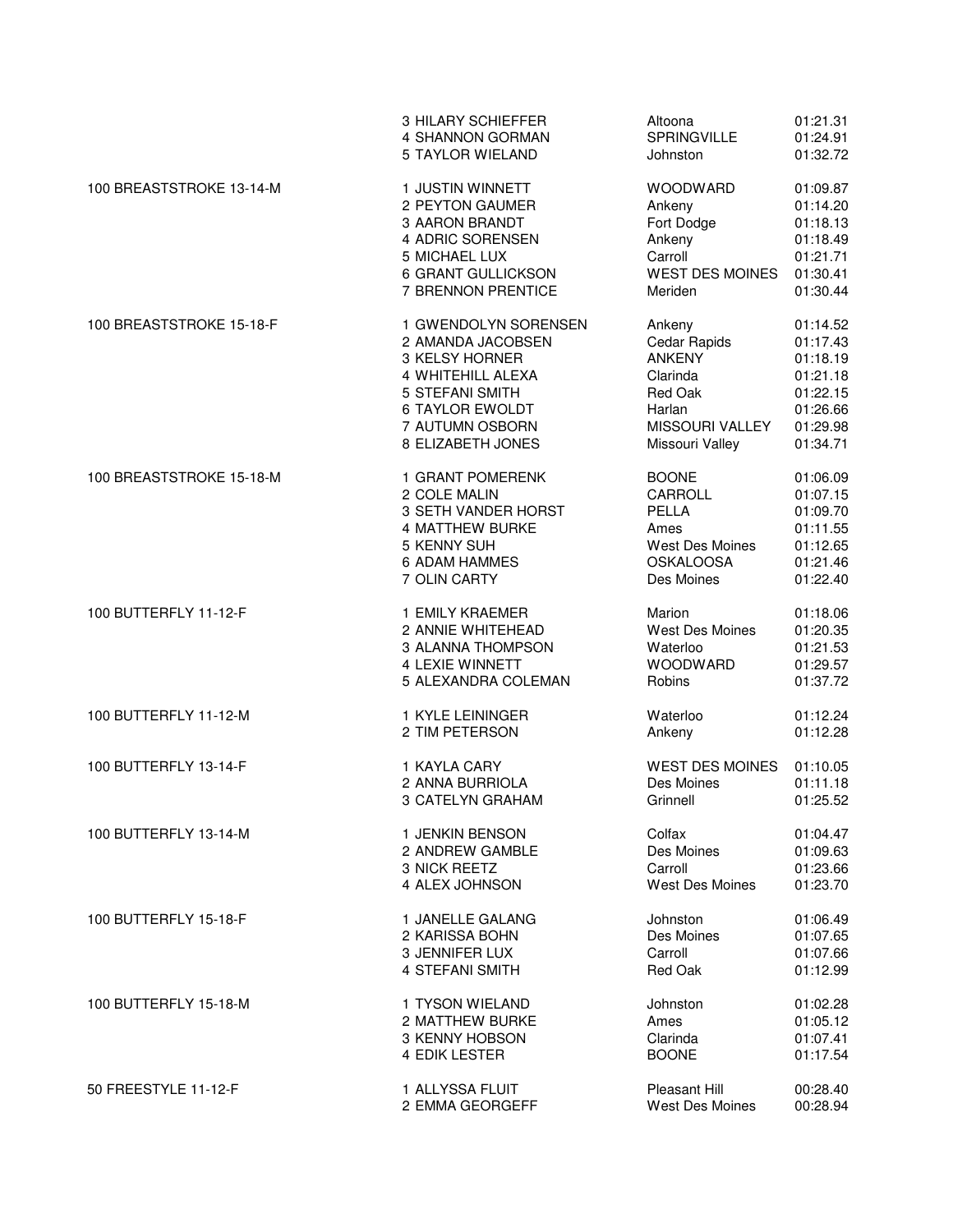| Event | Place / Name | Team | Time |
|---|---|---|---|
| | 3 HILARY SCHIEFFER | Altoona | 01:21.31 |
| | 4 SHANNON GORMAN | SPRINGVILLE | 01:24.91 |
| | 5 TAYLOR WIELAND | Johnston | 01:32.72 |
| 100 BREASTSTROKE 13-14-M | 1 JUSTIN WINNETT | WOODWARD | 01:09.87 |
| | 2 PEYTON GAUMER | Ankeny | 01:14.20 |
| | 3 AARON BRANDT | Fort Dodge | 01:18.13 |
| | 4 ADRIC SORENSEN | Ankeny | 01:18.49 |
| | 5 MICHAEL LUX | Carroll | 01:21.71 |
| | 6 GRANT GULLICKSON | WEST DES MOINES | 01:30.41 |
| | 7 BRENNON PRENTICE | Meriden | 01:30.44 |
| 100 BREASTSTROKE 15-18-F | 1 GWENDOLYN SORENSEN | Ankeny | 01:14.52 |
| | 2 AMANDA JACOBSEN | Cedar Rapids | 01:17.43 |
| | 3 KELSY HORNER | ANKENY | 01:18.19 |
| | 4 WHITEHILL ALEXA | Clarinda | 01:21.18 |
| | 5 STEFANI SMITH | Red Oak | 01:22.15 |
| | 6 TAYLOR EWOLDT | Harlan | 01:26.66 |
| | 7 AUTUMN OSBORN | MISSOURI VALLEY | 01:29.98 |
| | 8 ELIZABETH JONES | Missouri Valley | 01:34.71 |
| 100 BREASTSTROKE 15-18-M | 1 GRANT POMERENK | BOONE | 01:06.09 |
| | 2 COLE MALIN | CARROLL | 01:07.15 |
| | 3 SETH VANDER HORST | PELLA | 01:09.70 |
| | 4 MATTHEW BURKE | Ames | 01:11.55 |
| | 5 KENNY SUH | West Des Moines | 01:12.65 |
| | 6 ADAM HAMMES | OSKALOOSA | 01:21.46 |
| | 7 OLIN CARTY | Des Moines | 01:22.40 |
| 100 BUTTERFLY 11-12-F | 1 EMILY KRAEMER | Marion | 01:18.06 |
| | 2 ANNIE WHITEHEAD | West Des Moines | 01:20.35 |
| | 3 ALANNA THOMPSON | Waterloo | 01:21.53 |
| | 4 LEXIE WINNETT | WOODWARD | 01:29.57 |
| | 5 ALEXANDRA COLEMAN | Robins | 01:37.72 |
| 100 BUTTERFLY 11-12-M | 1 KYLE LEININGER | Waterloo | 01:12.24 |
| | 2 TIM PETERSON | Ankeny | 01:12.28 |
| 100 BUTTERFLY 13-14-F | 1 KAYLA CARY | WEST DES MOINES | 01:10.05 |
| | 2 ANNA BURRIOLA | Des Moines | 01:11.18 |
| | 3 CATELYN GRAHAM | Grinnell | 01:25.52 |
| 100 BUTTERFLY 13-14-M | 1 JENKIN BENSON | Colfax | 01:04.47 |
| | 2 ANDREW GAMBLE | Des Moines | 01:09.63 |
| | 3 NICK REETZ | Carroll | 01:23.66 |
| | 4 ALEX JOHNSON | West Des Moines | 01:23.70 |
| 100 BUTTERFLY 15-18-F | 1 JANELLE GALANG | Johnston | 01:06.49 |
| | 2 KARISSA BOHN | Des Moines | 01:07.65 |
| | 3 JENNIFER LUX | Carroll | 01:07.66 |
| | 4 STEFANI SMITH | Red Oak | 01:12.99 |
| 100 BUTTERFLY 15-18-M | 1 TYSON WIELAND | Johnston | 01:02.28 |
| | 2 MATTHEW BURKE | Ames | 01:05.12 |
| | 3 KENNY HOBSON | Clarinda | 01:07.41 |
| | 4 EDIK LESTER | BOONE | 01:17.54 |
| 50 FREESTYLE 11-12-F | 1 ALLYSSA FLUIT | Pleasant Hill | 00:28.40 |
| | 2 EMMA GEORGEFF | West Des Moines | 00:28.94 |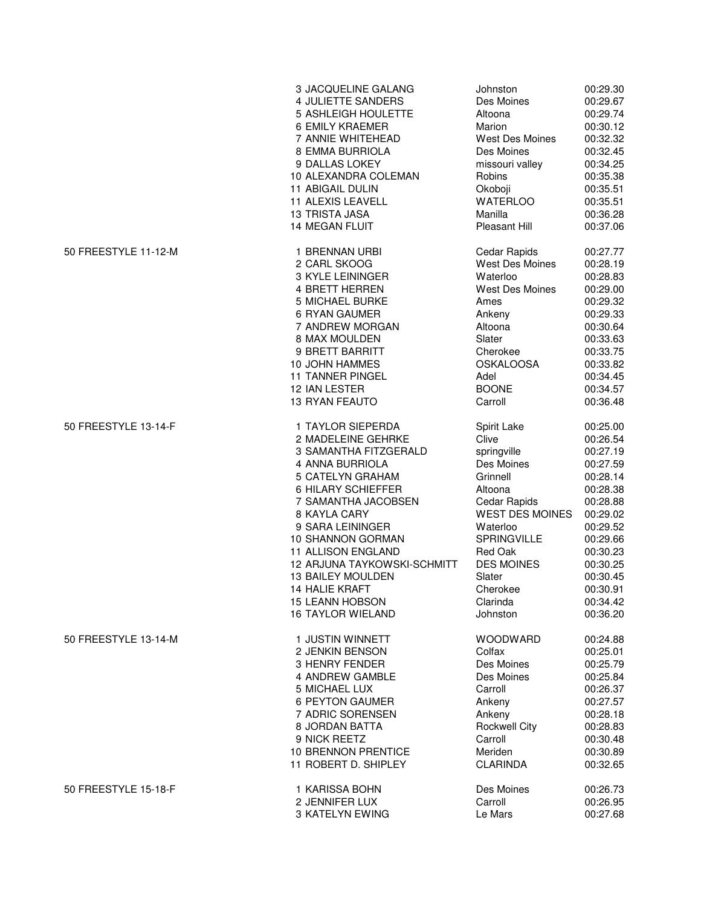| Event | Place | Name | City | Time |
|---|---|---|---|---|
| | 3 | JACQUELINE GALANG | Johnston | 00:29.30 |
| | 4 | JULIETTE SANDERS | Des Moines | 00:29.67 |
| | 5 | ASHLEIGH HOULETTE | Altoona | 00:29.74 |
| | 6 | EMILY KRAEMER | Marion | 00:30.12 |
| | 7 | ANNIE WHITEHEAD | West Des Moines | 00:32.32 |
| | 8 | EMMA BURRIOLA | Des Moines | 00:32.45 |
| | 9 | DALLAS LOKEY | missouri valley | 00:34.25 |
| | 10 | ALEXANDRA COLEMAN | Robins | 00:35.38 |
| | 11 | ABIGAIL DULIN | Okoboji | 00:35.51 |
| | 11 | ALEXIS LEAVELL | WATERLOO | 00:35.51 |
| | 13 | TRISTA JASA | Manilla | 00:36.28 |
| | 14 | MEGAN FLUIT | Pleasant Hill | 00:37.06 |
| 50 FREESTYLE 11-12-M | 1 | BRENNAN URBI | Cedar Rapids | 00:27.77 |
| | 2 | CARL SKOOG | West Des Moines | 00:28.19 |
| | 3 | KYLE LEININGER | Waterloo | 00:28.83 |
| | 4 | BRETT HERREN | West Des Moines | 00:29.00 |
| | 5 | MICHAEL BURKE | Ames | 00:29.32 |
| | 6 | RYAN GAUMER | Ankeny | 00:29.33 |
| | 7 | ANDREW MORGAN | Altoona | 00:30.64 |
| | 8 | MAX MOULDEN | Slater | 00:33.63 |
| | 9 | BRETT BARRITT | Cherokee | 00:33.75 |
| | 10 | JOHN HAMMES | OSKALOOSA | 00:33.82 |
| | 11 | TANNER PINGEL | Adel | 00:34.45 |
| | 12 | IAN LESTER | BOONE | 00:34.57 |
| | 13 | RYAN FEAUTO | Carroll | 00:36.48 |
| 50 FREESTYLE 13-14-F | 1 | TAYLOR SIEPERDA | Spirit Lake | 00:25.00 |
| | 2 | MADELEINE GEHRKE | Clive | 00:26.54 |
| | 3 | SAMANTHA FITZGERALD | springville | 00:27.19 |
| | 4 | ANNA BURRIOLA | Des Moines | 00:27.59 |
| | 5 | CATELYN GRAHAM | Grinnell | 00:28.14 |
| | 6 | HILARY SCHIEFFER | Altoona | 00:28.38 |
| | 7 | SAMANTHA JACOBSEN | Cedar Rapids | 00:28.88 |
| | 8 | KAYLA CARY | WEST DES MOINES | 00:29.02 |
| | 9 | SARA LEININGER | Waterloo | 00:29.52 |
| | 10 | SHANNON GORMAN | SPRINGVILLE | 00:29.66 |
| | 11 | ALLISON ENGLAND | Red Oak | 00:30.23 |
| | 12 | ARJUNA TAYKOWSKI-SCHMITT | DES MOINES | 00:30.25 |
| | 13 | BAILEY MOULDEN | Slater | 00:30.45 |
| | 14 | HALIE KRAFT | Cherokee | 00:30.91 |
| | 15 | LEANN HOBSON | Clarinda | 00:34.42 |
| | 16 | TAYLOR WIELAND | Johnston | 00:36.20 |
| 50 FREESTYLE 13-14-M | 1 | JUSTIN WINNETT | WOODWARD | 00:24.88 |
| | 2 | JENKIN BENSON | Colfax | 00:25.01 |
| | 3 | HENRY FENDER | Des Moines | 00:25.79 |
| | 4 | ANDREW GAMBLE | Des Moines | 00:25.84 |
| | 5 | MICHAEL LUX | Carroll | 00:26.37 |
| | 6 | PEYTON GAUMER | Ankeny | 00:27.57 |
| | 7 | ADRIC SORENSEN | Ankeny | 00:28.18 |
| | 8 | JORDAN BATTA | Rockwell City | 00:28.83 |
| | 9 | NICK REETZ | Carroll | 00:30.48 |
| | 10 | BRENNON PRENTICE | Meriden | 00:30.89 |
| | 11 | ROBERT D. SHIPLEY | CLARINDA | 00:32.65 |
| 50 FREESTYLE 15-18-F | 1 | KARISSA BOHN | Des Moines | 00:26.73 |
| | 2 | JENNIFER LUX | Carroll | 00:26.95 |
| | 3 | KATELYN EWING | Le Mars | 00:27.68 |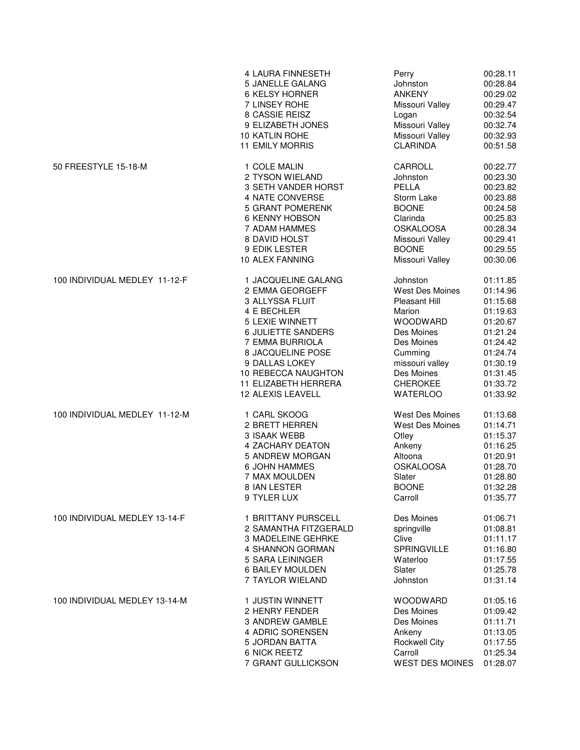| Event | Place | Name | Team | Time |
|---|---|---|---|---|
| | 4 | LAURA FINNESETH | Perry | 00:28.11 |
| | 5 | JANELLE GALANG | Johnston | 00:28.84 |
| | 6 | KELSY HORNER | ANKENY | 00:29.02 |
| | 7 | LINSEY ROHE | Missouri Valley | 00:29.47 |
| | 8 | CASSIE REISZ | Logan | 00:32.54 |
| | 9 | ELIZABETH JONES | Missouri Valley | 00:32.74 |
| | 10 | KATLIN ROHE | Missouri Valley | 00:32.93 |
| | 11 | EMILY MORRIS | CLARINDA | 00:51.58 |
| 50 FREESTYLE 15-18-M | 1 | COLE MALIN | CARROLL | 00:22.77 |
| | 2 | TYSON WIELAND | Johnston | 00:23.30 |
| | 3 | SETH VANDER HORST | PELLA | 00:23.82 |
| | 4 | NATE CONVERSE | Storm Lake | 00:23.88 |
| | 5 | GRANT POMERENK | BOONE | 00:24.58 |
| | 6 | KENNY HOBSON | Clarinda | 00:25.83 |
| | 7 | ADAM HAMMES | OSKALOOSA | 00:28.34 |
| | 8 | DAVID HOLST | Missouri Valley | 00:29.41 |
| | 9 | EDIK LESTER | BOONE | 00:29.55 |
| | 10 | ALEX FANNING | Missouri Valley | 00:30.06 |
| 100 INDIVIDUAL MEDLEY 11-12-F | 1 | JACQUELINE GALANG | Johnston | 01:11.85 |
| | 2 | EMMA GEORGEFF | West Des Moines | 01:14.96 |
| | 3 | ALLYSSA FLUIT | Pleasant Hill | 01:15.68 |
| | 4 | E BECHLER | Marion | 01:19.63 |
| | 5 | LEXIE WINNETT | WOODWARD | 01:20.67 |
| | 6 | JULIETTE SANDERS | Des Moines | 01:21.24 |
| | 7 | EMMA BURRIOLA | Des Moines | 01:24.42 |
| | 8 | JACQUELINE POSE | Cumming | 01:24.74 |
| | 9 | DALLAS LOKEY | missouri valley | 01:30.19 |
| | 10 | REBECCA NAUGHTON | Des Moines | 01:31.45 |
| | 11 | ELIZABETH HERRERA | CHEROKEE | 01:33.72 |
| | 12 | ALEXIS LEAVELL | WATERLOO | 01:33.92 |
| 100 INDIVIDUAL MEDLEY 11-12-M | 1 | CARL SKOOG | West Des Moines | 01:13.68 |
| | 2 | BRETT HERREN | West Des Moines | 01:14.71 |
| | 3 | ISAAK WEBB | Otley | 01:15.37 |
| | 4 | ZACHARY DEATON | Ankeny | 01:16.25 |
| | 5 | ANDREW MORGAN | Altoona | 01:20.91 |
| | 6 | JOHN HAMMES | OSKALOOSA | 01:28.70 |
| | 7 | MAX MOULDEN | Slater | 01:28.80 |
| | 8 | IAN LESTER | BOONE | 01:32.28 |
| | 9 | TYLER LUX | Carroll | 01:35.77 |
| 100 INDIVIDUAL MEDLEY 13-14-F | 1 | BRITTANY PURSCELL | Des Moines | 01:06.71 |
| | 2 | SAMANTHA FITZGERALD | springville | 01:08.81 |
| | 3 | MADELEINE GEHRKE | Clive | 01:11.17 |
| | 4 | SHANNON GORMAN | SPRINGVILLE | 01:16.80 |
| | 5 | SARA LEININGER | Waterloo | 01:17.55 |
| | 6 | BAILEY MOULDEN | Slater | 01:25.78 |
| | 7 | TAYLOR WIELAND | Johnston | 01:31.14 |
| 100 INDIVIDUAL MEDLEY 13-14-M | 1 | JUSTIN WINNETT | WOODWARD | 01:05.16 |
| | 2 | HENRY FENDER | Des Moines | 01:09.42 |
| | 3 | ANDREW GAMBLE | Des Moines | 01:11.71 |
| | 4 | ADRIC SORENSEN | Ankeny | 01:13.05 |
| | 5 | JORDAN BATTA | Rockwell City | 01:17.55 |
| | 6 | NICK REETZ | Carroll | 01:25.34 |
| | 7 | GRANT GULLICKSON | WEST DES MOINES | 01:28.07 |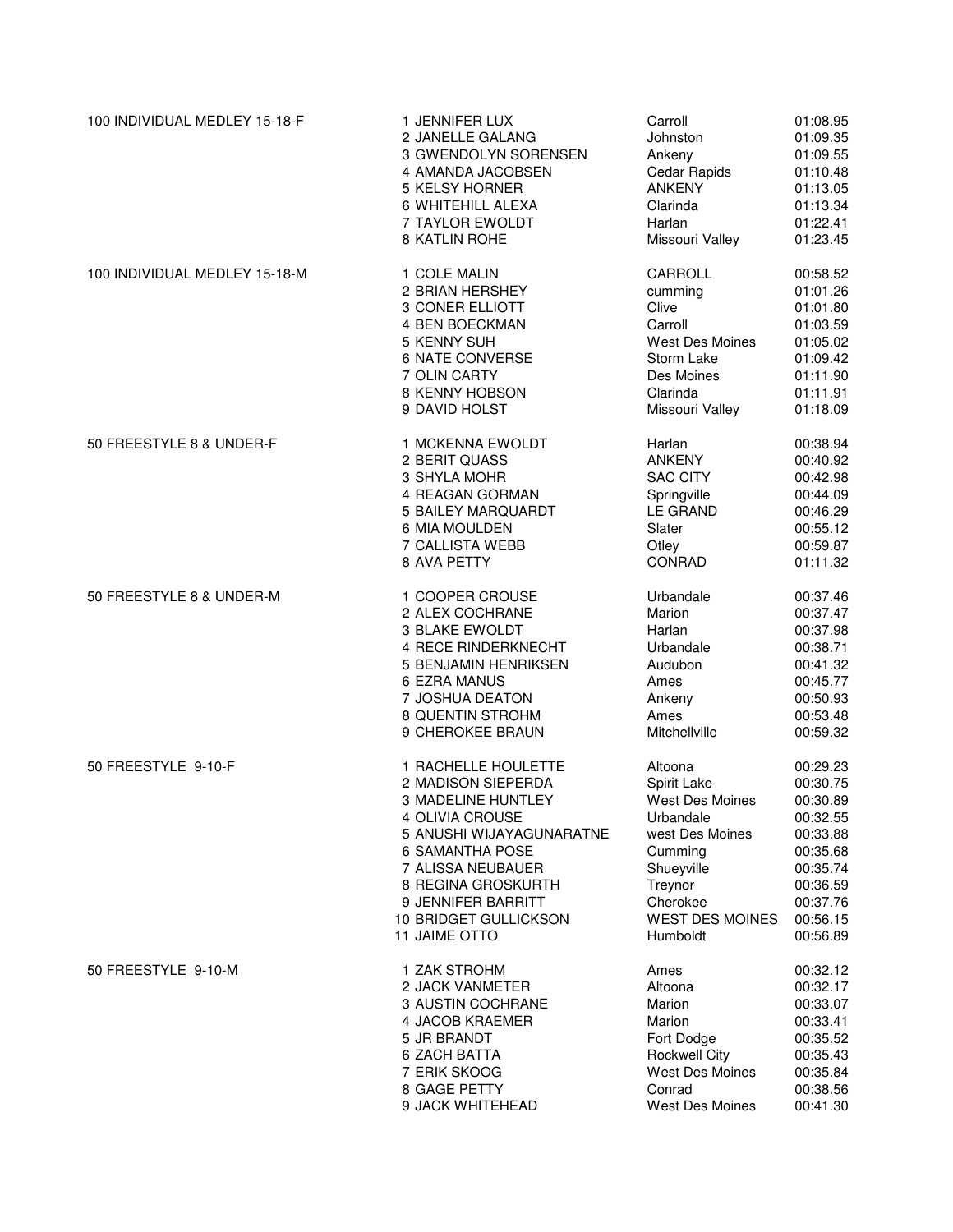| Event | Place | Name | City | Time |
|---|---|---|---|---|
| 100 INDIVIDUAL MEDLEY 15-18-F | 1 | JENNIFER LUX | Carroll | 01:08.95 |
| | 2 | JANELLE GALANG | Johnston | 01:09.35 |
| | 3 | GWENDOLYN SORENSEN | Ankeny | 01:09.55 |
| | 4 | AMANDA JACOBSEN | Cedar Rapids | 01:10.48 |
| | 5 | KELSY HORNER | ANKENY | 01:13.05 |
| | 6 | WHITEHILL ALEXA | Clarinda | 01:13.34 |
| | 7 | TAYLOR EWOLDT | Harlan | 01:22.41 |
| | 8 | KATLIN ROHE | Missouri Valley | 01:23.45 |
| 100 INDIVIDUAL MEDLEY 15-18-M | 1 | COLE MALIN | CARROLL | 00:58.52 |
| | 2 | BRIAN HERSHEY | cumming | 01:01.26 |
| | 3 | CONER ELLIOTT | Clive | 01:01.80 |
| | 4 | BEN BOECKMAN | Carroll | 01:03.59 |
| | 5 | KENNY SUH | West Des Moines | 01:05.02 |
| | 6 | NATE CONVERSE | Storm Lake | 01:09.42 |
| | 7 | OLIN CARTY | Des Moines | 01:11.90 |
| | 8 | KENNY HOBSON | Clarinda | 01:11.91 |
| | 9 | DAVID HOLST | Missouri Valley | 01:18.09 |
| 50 FREESTYLE 8 & UNDER-F | 1 | MCKENNA EWOLDT | Harlan | 00:38.94 |
| | 2 | BERIT QUASS | ANKENY | 00:40.92 |
| | 3 | SHYLA MOHR | SAC CITY | 00:42.98 |
| | 4 | REAGAN GORMAN | Springville | 00:44.09 |
| | 5 | BAILEY MARQUARDT | LE GRAND | 00:46.29 |
| | 6 | MIA MOULDEN | Slater | 00:55.12 |
| | 7 | CALLISTA WEBB | Otley | 00:59.87 |
| | 8 | AVA PETTY | CONRAD | 01:11.32 |
| 50 FREESTYLE 8 & UNDER-M | 1 | COOPER CROUSE | Urbandale | 00:37.46 |
| | 2 | ALEX COCHRANE | Marion | 00:37.47 |
| | 3 | BLAKE EWOLDT | Harlan | 00:37.98 |
| | 4 | RECE RINDERKNECHT | Urbandale | 00:38.71 |
| | 5 | BENJAMIN HENRIKSEN | Audubon | 00:41.32 |
| | 6 | EZRA MANUS | Ames | 00:45.77 |
| | 7 | JOSHUA DEATON | Ankeny | 00:50.93 |
| | 8 | QUENTIN STROHM | Ames | 00:53.48 |
| | 9 | CHEROKEE BRAUN | Mitchellville | 00:59.32 |
| 50 FREESTYLE 9-10-F | 1 | RACHELLE HOULETTE | Altoona | 00:29.23 |
| | 2 | MADISON SIEPERDA | Spirit Lake | 00:30.75 |
| | 3 | MADELINE HUNTLEY | West Des Moines | 00:30.89 |
| | 4 | OLIVIA CROUSE | Urbandale | 00:32.55 |
| | 5 | ANUSHI WIJAYAGUNARATNE | west Des Moines | 00:33.88 |
| | 6 | SAMANTHA POSE | Cumming | 00:35.68 |
| | 7 | ALISSA NEUBAUER | Shueyville | 00:35.74 |
| | 8 | REGINA GROSKURTH | Treynor | 00:36.59 |
| | 9 | JENNIFER BARRITT | Cherokee | 00:37.76 |
| | 10 | BRIDGET GULLICKSON | WEST DES MOINES | 00:56.15 |
| | 11 | JAIME OTTO | Humboldt | 00:56.89 |
| 50 FREESTYLE 9-10-M | 1 | ZAK STROHM | Ames | 00:32.12 |
| | 2 | JACK VANMETER | Altoona | 00:32.17 |
| | 3 | AUSTIN COCHRANE | Marion | 00:33.07 |
| | 4 | JACOB KRAEMER | Marion | 00:33.41 |
| | 5 | JR BRANDT | Fort Dodge | 00:35.52 |
| | 6 | ZACH BATTA | Rockwell City | 00:35.43 |
| | 7 | ERIK SKOOG | West Des Moines | 00:35.84 |
| | 8 | GAGE PETTY | Conrad | 00:38.56 |
| | 9 | JACK WHITEHEAD | West Des Moines | 00:41.30 |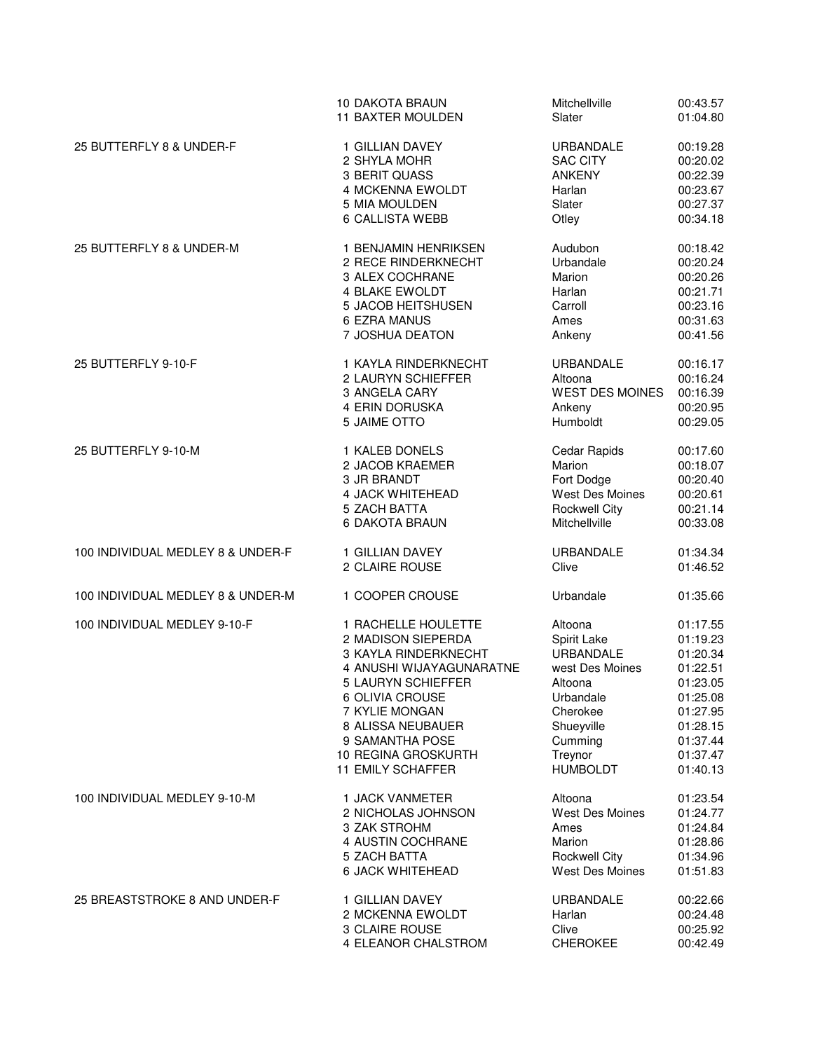| Event | Place | Name | Team | Time |
|---|---|---|---|---|
| | 10 | DAKOTA BRAUN | Mitchellville | 00:43.57 |
| | 11 | BAXTER MOULDEN | Slater | 01:04.80 |
| 25 BUTTERFLY 8 & UNDER-F | 1 | GILLIAN DAVEY | URBANDALE | 00:19.28 |
| | 2 | SHYLA MOHR | SAC CITY | 00:20.02 |
| | 3 | BERIT QUASS | ANKENY | 00:22.39 |
| | 4 | MCKENNA EWOLDT | Harlan | 00:23.67 |
| | 5 | MIA MOULDEN | Slater | 00:27.37 |
| | 6 | CALLISTA WEBB | Otley | 00:34.18 |
| 25 BUTTERFLY 8 & UNDER-M | 1 | BENJAMIN HENRIKSEN | Audubon | 00:18.42 |
| | 2 | RECE RINDERKNECHT | Urbandale | 00:20.24 |
| | 3 | ALEX COCHRANE | Marion | 00:20.26 |
| | 4 | BLAKE EWOLDT | Harlan | 00:21.71 |
| | 5 | JACOB HEITSHUSEN | Carroll | 00:23.16 |
| | 6 | EZRA MANUS | Ames | 00:31.63 |
| | 7 | JOSHUA DEATON | Ankeny | 00:41.56 |
| 25 BUTTERFLY 9-10-F | 1 | KAYLA RINDERKNECHT | URBANDALE | 00:16.17 |
| | 2 | LAURYN SCHIEFFER | Altoona | 00:16.24 |
| | 3 | ANGELA CARY | WEST DES MOINES | 00:16.39 |
| | 4 | ERIN DORUSKA | Ankeny | 00:20.95 |
| | 5 | JAIME OTTO | Humboldt | 00:29.05 |
| 25 BUTTERFLY 9-10-M | 1 | KALEB DONELS | Cedar Rapids | 00:17.60 |
| | 2 | JACOB KRAEMER | Marion | 00:18.07 |
| | 3 | JR BRANDT | Fort Dodge | 00:20.40 |
| | 4 | JACK WHITEHEAD | West Des Moines | 00:20.61 |
| | 5 | ZACH BATTA | Rockwell City | 00:21.14 |
| | 6 | DAKOTA BRAUN | Mitchellville | 00:33.08 |
| 100 INDIVIDUAL MEDLEY 8 & UNDER-F | 1 | GILLIAN DAVEY | URBANDALE | 01:34.34 |
| | 2 | CLAIRE ROUSE | Clive | 01:46.52 |
| 100 INDIVIDUAL MEDLEY 8 & UNDER-M | 1 | COOPER CROUSE | Urbandale | 01:35.66 |
| 100 INDIVIDUAL MEDLEY 9-10-F | 1 | RACHELLE HOULETTE | Altoona | 01:17.55 |
| | 2 | MADISON SIEPERDA | Spirit Lake | 01:19.23 |
| | 3 | KAYLA RINDERKNECHT | URBANDALE | 01:20.34 |
| | 4 | ANUSHI WIJAYAGUNARATNE | west Des Moines | 01:22.51 |
| | 5 | LAURYN SCHIEFFER | Altoona | 01:23.05 |
| | 6 | OLIVIA CROUSE | Urbandale | 01:25.08 |
| | 7 | KYLIE MONGAN | Cherokee | 01:27.95 |
| | 8 | ALISSA NEUBAUER | Shueyville | 01:28.15 |
| | 9 | SAMANTHA POSE | Cumming | 01:37.44 |
| | 10 | REGINA GROSKURTH | Treynor | 01:37.47 |
| | 11 | EMILY SCHAFFER | HUMBOLDT | 01:40.13 |
| 100 INDIVIDUAL MEDLEY 9-10-M | 1 | JACK VANMETER | Altoona | 01:23.54 |
| | 2 | NICHOLAS JOHNSON | West Des Moines | 01:24.77 |
| | 3 | ZAK STROHM | Ames | 01:24.84 |
| | 4 | AUSTIN COCHRANE | Marion | 01:28.86 |
| | 5 | ZACH BATTA | Rockwell City | 01:34.96 |
| | 6 | JACK WHITEHEAD | West Des Moines | 01:51.83 |
| 25 BREASTSTROKE 8 AND UNDER-F | 1 | GILLIAN DAVEY | URBANDALE | 00:22.66 |
| | 2 | MCKENNA EWOLDT | Harlan | 00:24.48 |
| | 3 | CLAIRE ROUSE | Clive | 00:25.92 |
| | 4 | ELEANOR CHALSTROM | CHEROKEE | 00:42.49 |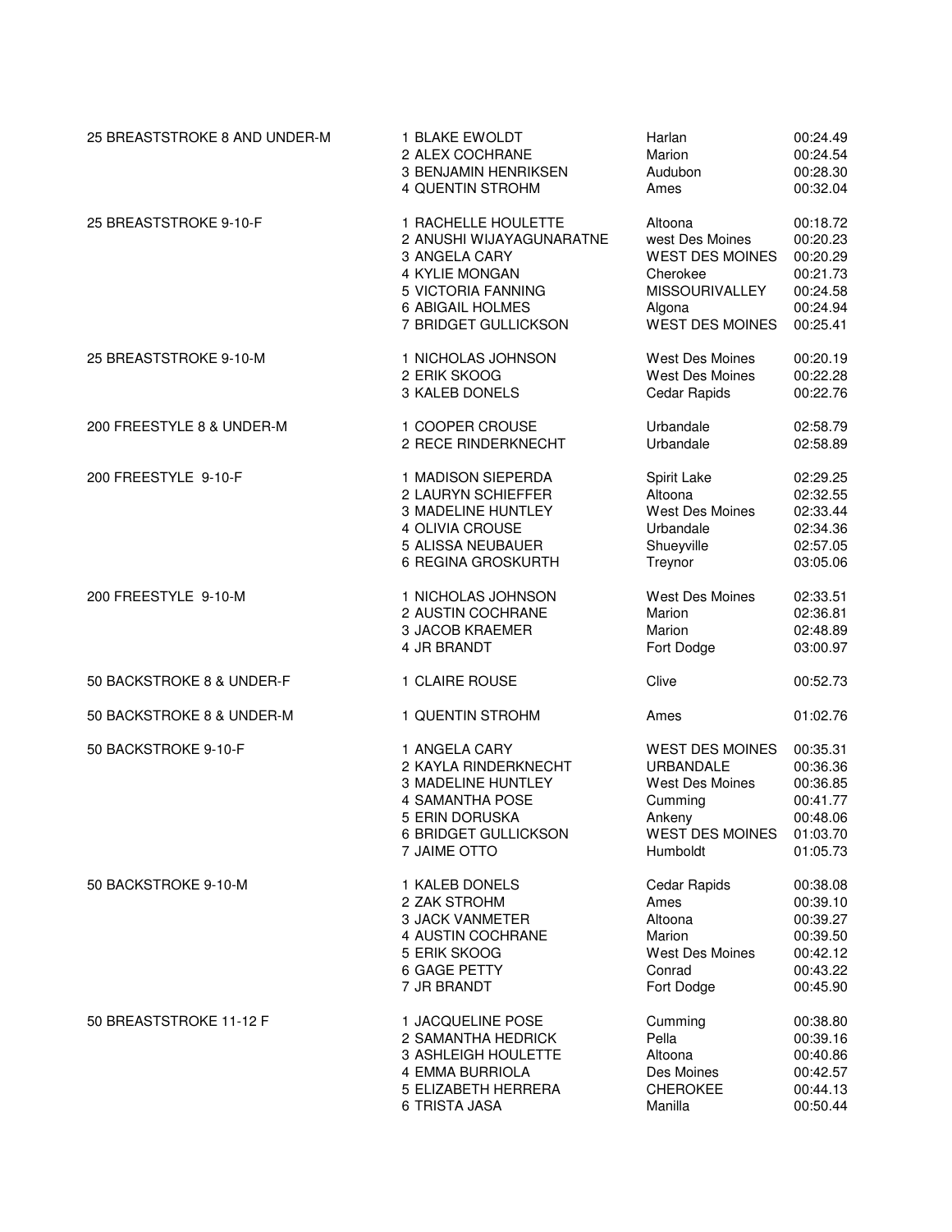| Event | Place / Name | Team | Time |
|---|---|---|---|
| 25 BREASTSTROKE 8 AND UNDER-M | 1 BLAKE EWOLDT | Harlan | 00:24.49 |
| | 2 ALEX COCHRANE | Marion | 00:24.54 |
| | 3 BENJAMIN HENRIKSEN | Audubon | 00:28.30 |
| | 4 QUENTIN STROHM | Ames | 00:32.04 |
| 25 BREASTSTROKE 9-10-F | 1 RACHELLE HOULETTE | Altoona | 00:18.72 |
| | 2 ANUSHI WIJAYAGUNARATNE | west Des Moines | 00:20.23 |
| | 3 ANGELA CARY | WEST DES MOINES | 00:20.29 |
| | 4 KYLIE MONGAN | Cherokee | 00:21.73 |
| | 5 VICTORIA FANNING | MISSOURIVALLEY | 00:24.58 |
| | 6 ABIGAIL HOLMES | Algona | 00:24.94 |
| | 7 BRIDGET GULLICKSON | WEST DES MOINES | 00:25.41 |
| 25 BREASTSTROKE 9-10-M | 1 NICHOLAS JOHNSON | West Des Moines | 00:20.19 |
| | 2 ERIK SKOOG | West Des Moines | 00:22.28 |
| | 3 KALEB DONELS | Cedar Rapids | 00:22.76 |
| 200 FREESTYLE 8 & UNDER-M | 1 COOPER CROUSE | Urbandale | 02:58.79 |
| | 2 RECE RINDERKNECHT | Urbandale | 02:58.89 |
| 200 FREESTYLE 9-10-F | 1 MADISON SIEPERDA | Spirit Lake | 02:29.25 |
| | 2 LAURYN SCHIEFFER | Altoona | 02:32.55 |
| | 3 MADELINE HUNTLEY | West Des Moines | 02:33.44 |
| | 4 OLIVIA CROUSE | Urbandale | 02:34.36 |
| | 5 ALISSA NEUBAUER | Shueyville | 02:57.05 |
| | 6 REGINA GROSKURTH | Treynor | 03:05.06 |
| 200 FREESTYLE 9-10-M | 1 NICHOLAS JOHNSON | West Des Moines | 02:33.51 |
| | 2 AUSTIN COCHRANE | Marion | 02:36.81 |
| | 3 JACOB KRAEMER | Marion | 02:48.89 |
| | 4 JR BRANDT | Fort Dodge | 03:00.97 |
| 50 BACKSTROKE 8 & UNDER-F | 1 CLAIRE ROUSE | Clive | 00:52.73 |
| 50 BACKSTROKE 8 & UNDER-M | 1 QUENTIN STROHM | Ames | 01:02.76 |
| 50 BACKSTROKE 9-10-F | 1 ANGELA CARY | WEST DES MOINES | 00:35.31 |
| | 2 KAYLA RINDERKNECHT | URBANDALE | 00:36.36 |
| | 3 MADELINE HUNTLEY | West Des Moines | 00:36.85 |
| | 4 SAMANTHA POSE | Cumming | 00:41.77 |
| | 5 ERIN DORUSKA | Ankeny | 00:48.06 |
| | 6 BRIDGET GULLICKSON | WEST DES MOINES | 01:03.70 |
| | 7 JAIME OTTO | Humboldt | 01:05.73 |
| 50 BACKSTROKE 9-10-M | 1 KALEB DONELS | Cedar Rapids | 00:38.08 |
| | 2 ZAK STROHM | Ames | 00:39.10 |
| | 3 JACK VANMETER | Altoona | 00:39.27 |
| | 4 AUSTIN COCHRANE | Marion | 00:39.50 |
| | 5 ERIK SKOOG | West Des Moines | 00:42.12 |
| | 6 GAGE PETTY | Conrad | 00:43.22 |
| | 7 JR BRANDT | Fort Dodge | 00:45.90 |
| 50 BREASTSTROKE 11-12 F | 1 JACQUELINE POSE | Cumming | 00:38.80 |
| | 2 SAMANTHA HEDRICK | Pella | 00:39.16 |
| | 3 ASHLEIGH HOULETTE | Altoona | 00:40.86 |
| | 4 EMMA BURRIOLA | Des Moines | 00:42.57 |
| | 5 ELIZABETH HERRERA | CHEROKEE | 00:44.13 |
| | 6 TRISTA JASA | Manilla | 00:50.44 |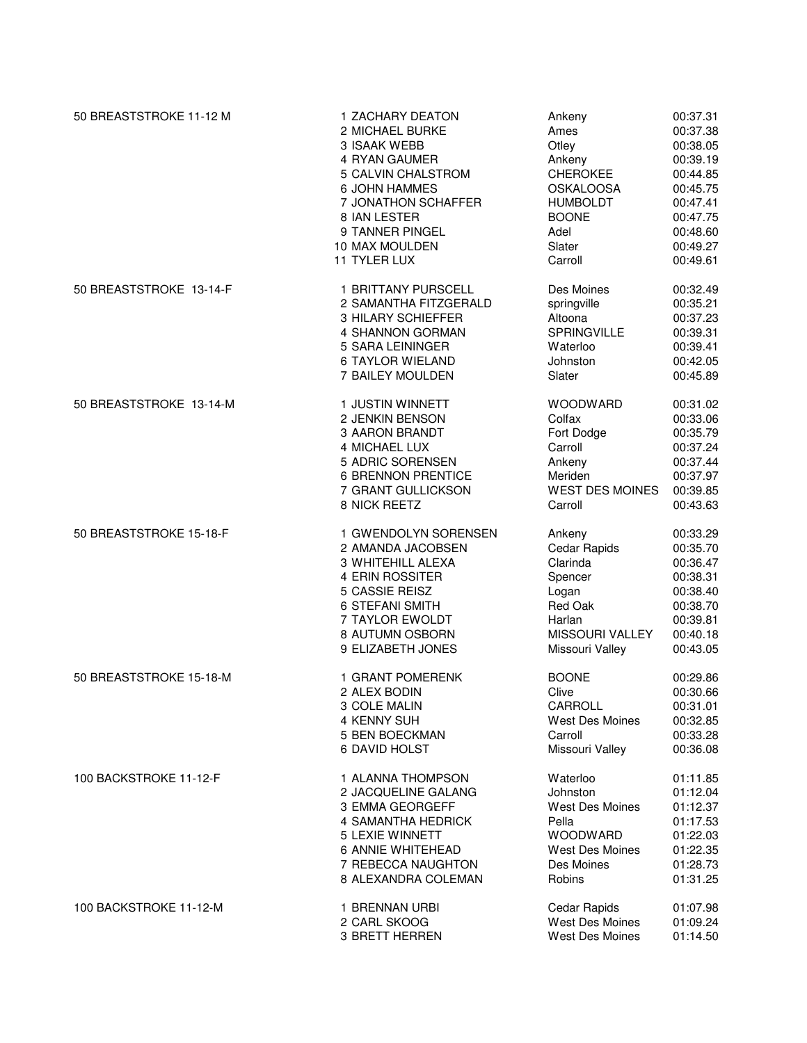| Event | Place | Name | Team | Time |
|---|---|---|---|---|
| 50 BREASTSTROKE 11-12 M | 1 | ZACHARY DEATON | Ankeny | 00:37.31 |
| | 2 | MICHAEL BURKE | Ames | 00:37.38 |
| | 3 | ISAAK WEBB | Otley | 00:38.05 |
| | 4 | RYAN GAUMER | Ankeny | 00:39.19 |
| | 5 | CALVIN CHALSTROM | CHEROKEE | 00:44.85 |
| | 6 | JOHN HAMMES | OSKALOOSA | 00:45.75 |
| | 7 | JONATHON SCHAFFER | HUMBOLDT | 00:47.41 |
| | 8 | IAN LESTER | BOONE | 00:47.75 |
| | 9 | TANNER PINGEL | Adel | 00:48.60 |
| | 10 | MAX MOULDEN | Slater | 00:49.27 |
| | 11 | TYLER LUX | Carroll | 00:49.61 |
| 50 BREASTSTROKE 13-14-F | 1 | BRITTANY PURSCELL | Des Moines | 00:32.49 |
| | 2 | SAMANTHA FITZGERALD | springville | 00:35.21 |
| | 3 | HILARY SCHIEFFER | Altoona | 00:37.23 |
| | 4 | SHANNON GORMAN | SPRINGVILLE | 00:39.31 |
| | 5 | SARA LEININGER | Waterloo | 00:39.41 |
| | 6 | TAYLOR WIELAND | Johnston | 00:42.05 |
| | 7 | BAILEY MOULDEN | Slater | 00:45.89 |
| 50 BREASTSTROKE 13-14-M | 1 | JUSTIN WINNETT | WOODWARD | 00:31.02 |
| | 2 | JENKIN BENSON | Colfax | 00:33.06 |
| | 3 | AARON BRANDT | Fort Dodge | 00:35.79 |
| | 4 | MICHAEL LUX | Carroll | 00:37.24 |
| | 5 | ADRIC SORENSEN | Ankeny | 00:37.44 |
| | 6 | BRENNON PRENTICE | Meriden | 00:37.97 |
| | 7 | GRANT GULLICKSON | WEST DES MOINES | 00:39.85 |
| | 8 | NICK REETZ | Carroll | 00:43.63 |
| 50 BREASTSTROKE 15-18-F | 1 | GWENDOLYN SORENSEN | Ankeny | 00:33.29 |
| | 2 | AMANDA JACOBSEN | Cedar Rapids | 00:35.70 |
| | 3 | WHITEHILL ALEXA | Clarinda | 00:36.47 |
| | 4 | ERIN ROSSITER | Spencer | 00:38.31 |
| | 5 | CASSIE REISZ | Logan | 00:38.40 |
| | 6 | STEFANI SMITH | Red Oak | 00:38.70 |
| | 7 | TAYLOR EWOLDT | Harlan | 00:39.81 |
| | 8 | AUTUMN OSBORN | MISSOURI VALLEY | 00:40.18 |
| | 9 | ELIZABETH JONES | Missouri Valley | 00:43.05 |
| 50 BREASTSTROKE 15-18-M | 1 | GRANT POMERENK | BOONE | 00:29.86 |
| | 2 | ALEX BODIN | Clive | 00:30.66 |
| | 3 | COLE MALIN | CARROLL | 00:31.01 |
| | 4 | KENNY SUH | West Des Moines | 00:32.85 |
| | 5 | BEN BOECKMAN | Carroll | 00:33.28 |
| | 6 | DAVID HOLST | Missouri Valley | 00:36.08 |
| 100 BACKSTROKE 11-12-F | 1 | ALANNA THOMPSON | Waterloo | 01:11.85 |
| | 2 | JACQUELINE GALANG | Johnston | 01:12.04 |
| | 3 | EMMA GEORGEFF | West Des Moines | 01:12.37 |
| | 4 | SAMANTHA HEDRICK | Pella | 01:17.53 |
| | 5 | LEXIE WINNETT | WOODWARD | 01:22.03 |
| | 6 | ANNIE WHITEHEAD | West Des Moines | 01:22.35 |
| | 7 | REBECCA NAUGHTON | Des Moines | 01:28.73 |
| | 8 | ALEXANDRA COLEMAN | Robins | 01:31.25 |
| 100 BACKSTROKE 11-12-M | 1 | BRENNAN URBI | Cedar Rapids | 01:07.98 |
| | 2 | CARL SKOOG | West Des Moines | 01:09.24 |
| | 3 | BRETT HERREN | West Des Moines | 01:14.50 |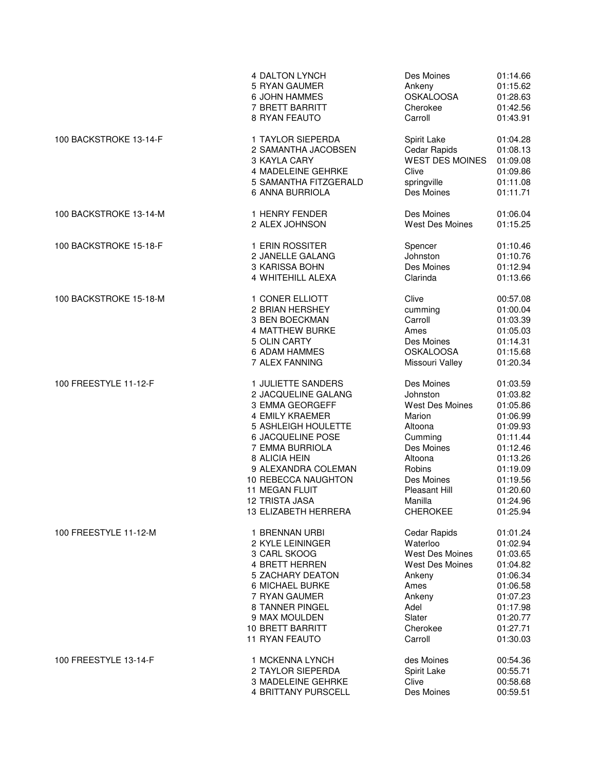| Event | Place | Name | City | Time |
|---|---|---|---|---|
| | 4 | DALTON LYNCH | Des Moines | 01:14.66 |
| | 5 | RYAN GAUMER | Ankeny | 01:15.62 |
| | 6 | JOHN HAMMES | OSKALOOSA | 01:28.63 |
| | 7 | BRETT BARRITT | Cherokee | 01:42.56 |
| | 8 | RYAN FEAUTO | Carroll | 01:43.91 |
| 100 BACKSTROKE 13-14-F | 1 | TAYLOR SIEPERDA | Spirit Lake | 01:04.28 |
| | 2 | SAMANTHA JACOBSEN | Cedar Rapids | 01:08.13 |
| | 3 | KAYLA CARY | WEST DES MOINES | 01:09.08 |
| | 4 | MADELEINE GEHRKE | Clive | 01:09.86 |
| | 5 | SAMANTHA FITZGERALD | springville | 01:11.08 |
| | 6 | ANNA BURRIOLA | Des Moines | 01:11.71 |
| 100 BACKSTROKE 13-14-M | 1 | HENRY FENDER | Des Moines | 01:06.04 |
| | 2 | ALEX JOHNSON | West Des Moines | 01:15.25 |
| 100 BACKSTROKE 15-18-F | 1 | ERIN ROSSITER | Spencer | 01:10.46 |
| | 2 | JANELLE GALANG | Johnston | 01:10.76 |
| | 3 | KARISSA BOHN | Des Moines | 01:12.94 |
| | 4 | WHITEHILL ALEXA | Clarinda | 01:13.66 |
| 100 BACKSTROKE 15-18-M | 1 | CONER ELLIOTT | Clive | 00:57.08 |
| | 2 | BRIAN HERSHEY | cumming | 01:00.04 |
| | 3 | BEN BOECKMAN | Carroll | 01:03.39 |
| | 4 | MATTHEW BURKE | Ames | 01:05.03 |
| | 5 | OLIN CARTY | Des Moines | 01:14.31 |
| | 6 | ADAM HAMMES | OSKALOOSA | 01:15.68 |
| | 7 | ALEX FANNING | Missouri Valley | 01:20.34 |
| 100 FREESTYLE 11-12-F | 1 | JULIETTE SANDERS | Des Moines | 01:03.59 |
| | 2 | JACQUELINE GALANG | Johnston | 01:03.82 |
| | 3 | EMMA GEORGEFF | West Des Moines | 01:05.86 |
| | 4 | EMILY KRAEMER | Marion | 01:06.99 |
| | 5 | ASHLEIGH HOULETTE | Altoona | 01:09.93 |
| | 6 | JACQUELINE POSE | Cumming | 01:11.44 |
| | 7 | EMMA BURRIOLA | Des Moines | 01:12.46 |
| | 8 | ALICIA HEIN | Altoona | 01:13.26 |
| | 9 | ALEXANDRA COLEMAN | Robins | 01:19.09 |
| | 10 | REBECCA NAUGHTON | Des Moines | 01:19.56 |
| | 11 | MEGAN FLUIT | Pleasant Hill | 01:20.60 |
| | 12 | TRISTA JASA | Manilla | 01:24.96 |
| | 13 | ELIZABETH HERRERA | CHEROKEE | 01:25.94 |
| 100 FREESTYLE 11-12-M | 1 | BRENNAN URBI | Cedar Rapids | 01:01.24 |
| | 2 | KYLE LEININGER | Waterloo | 01:02.94 |
| | 3 | CARL SKOOG | West Des Moines | 01:03.65 |
| | 4 | BRETT HERREN | West Des Moines | 01:04.82 |
| | 5 | ZACHARY DEATON | Ankeny | 01:06.34 |
| | 6 | MICHAEL BURKE | Ames | 01:06.58 |
| | 7 | RYAN GAUMER | Ankeny | 01:07.23 |
| | 8 | TANNER PINGEL | Adel | 01:17.98 |
| | 9 | MAX MOULDEN | Slater | 01:20.77 |
| | 10 | BRETT BARRITT | Cherokee | 01:27.71 |
| | 11 | RYAN FEAUTO | Carroll | 01:30.03 |
| 100 FREESTYLE 13-14-F | 1 | MCKENNA LYNCH | des Moines | 00:54.36 |
| | 2 | TAYLOR SIEPERDA | Spirit Lake | 00:55.71 |
| | 3 | MADELEINE GEHRKE | Clive | 00:58.68 |
| | 4 | BRITTANY PURSCELL | Des Moines | 00:59.51 |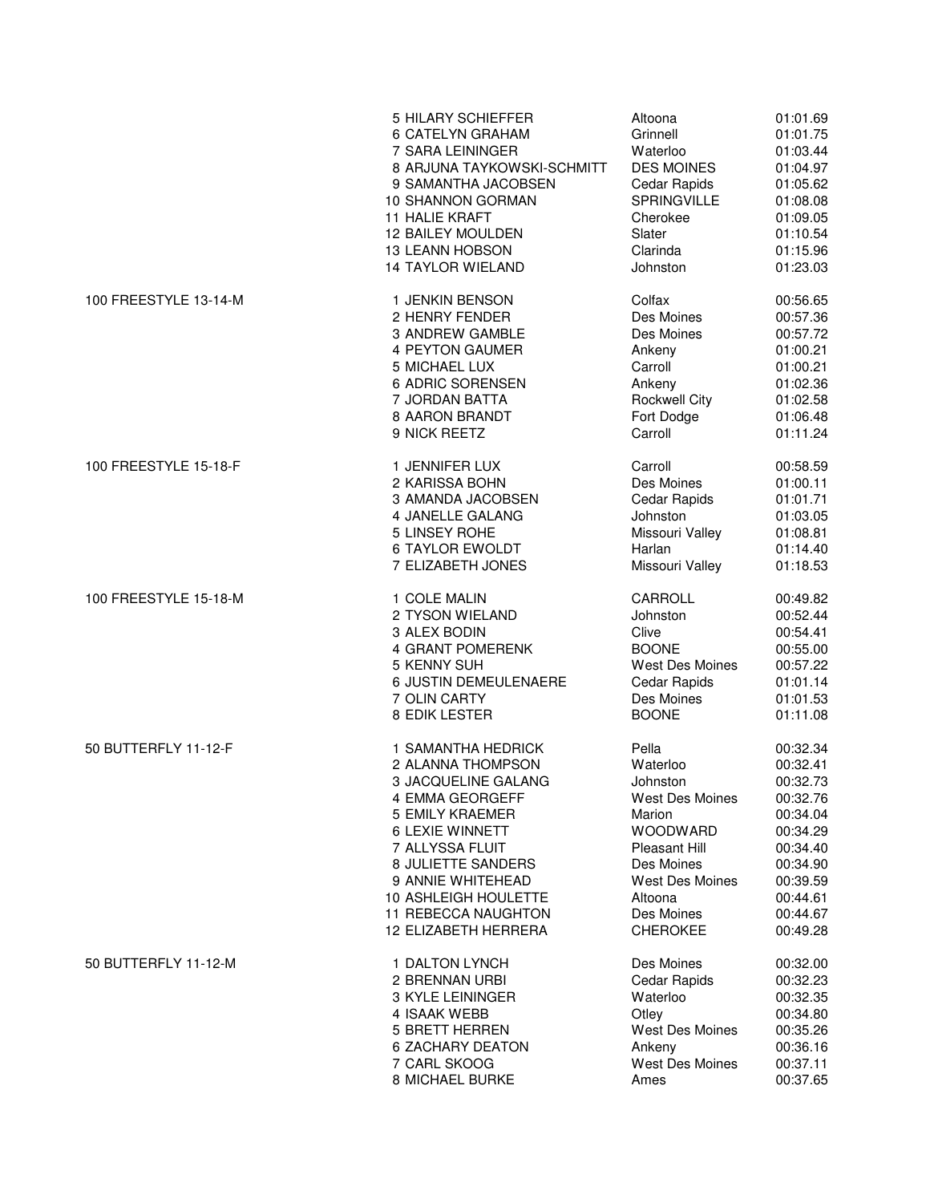| Event | Place | Name | Team | Time |
|---|---|---|---|---|
| | 5 | HILARY SCHIEFFER | Altoona | 01:01.69 |
| | 6 | CATELYN GRAHAM | Grinnell | 01:01.75 |
| | 7 | SARA LEININGER | Waterloo | 01:03.44 |
| | 8 | ARJUNA TAYKOWSKI-SCHMITT | DES MOINES | 01:04.97 |
| | 9 | SAMANTHA JACOBSEN | Cedar Rapids | 01:05.62 |
| | 10 | SHANNON GORMAN | SPRINGVILLE | 01:08.08 |
| | 11 | HALIE KRAFT | Cherokee | 01:09.05 |
| | 12 | BAILEY MOULDEN | Slater | 01:10.54 |
| | 13 | LEANN HOBSON | Clarinda | 01:15.96 |
| | 14 | TAYLOR WIELAND | Johnston | 01:23.03 |
| 100 FREESTYLE 13-14-M | 1 | JENKIN BENSON | Colfax | 00:56.65 |
| | 2 | HENRY FENDER | Des Moines | 00:57.36 |
| | 3 | ANDREW GAMBLE | Des Moines | 00:57.72 |
| | 4 | PEYTON GAUMER | Ankeny | 01:00.21 |
| | 5 | MICHAEL LUX | Carroll | 01:00.21 |
| | 6 | ADRIC SORENSEN | Ankeny | 01:02.36 |
| | 7 | JORDAN BATTA | Rockwell City | 01:02.58 |
| | 8 | AARON BRANDT | Fort Dodge | 01:06.48 |
| | 9 | NICK REETZ | Carroll | 01:11.24 |
| 100 FREESTYLE 15-18-F | 1 | JENNIFER LUX | Carroll | 00:58.59 |
| | 2 | KARISSA BOHN | Des Moines | 01:00.11 |
| | 3 | AMANDA JACOBSEN | Cedar Rapids | 01:01.71 |
| | 4 | JANELLE GALANG | Johnston | 01:03.05 |
| | 5 | LINSEY ROHE | Missouri Valley | 01:08.81 |
| | 6 | TAYLOR EWOLDT | Harlan | 01:14.40 |
| | 7 | ELIZABETH JONES | Missouri Valley | 01:18.53 |
| 100 FREESTYLE 15-18-M | 1 | COLE MALIN | CARROLL | 00:49.82 |
| | 2 | TYSON WIELAND | Johnston | 00:52.44 |
| | 3 | ALEX BODIN | Clive | 00:54.41 |
| | 4 | GRANT POMERENK | BOONE | 00:55.00 |
| | 5 | KENNY SUH | West Des Moines | 00:57.22 |
| | 6 | JUSTIN DEMEULENAERE | Cedar Rapids | 01:01.14 |
| | 7 | OLIN CARTY | Des Moines | 01:01.53 |
| | 8 | EDIK LESTER | BOONE | 01:11.08 |
| 50 BUTTERFLY 11-12-F | 1 | SAMANTHA HEDRICK | Pella | 00:32.34 |
| | 2 | ALANNA THOMPSON | Waterloo | 00:32.41 |
| | 3 | JACQUELINE GALANG | Johnston | 00:32.73 |
| | 4 | EMMA GEORGEFF | West Des Moines | 00:32.76 |
| | 5 | EMILY KRAEMER | Marion | 00:34.04 |
| | 6 | LEXIE WINNETT | WOODWARD | 00:34.29 |
| | 7 | ALLYSSA FLUIT | Pleasant Hill | 00:34.40 |
| | 8 | JULIETTE SANDERS | Des Moines | 00:34.90 |
| | 9 | ANNIE WHITEHEAD | West Des Moines | 00:39.59 |
| | 10 | ASHLEIGH HOULETTE | Altoona | 00:44.61 |
| | 11 | REBECCA NAUGHTON | Des Moines | 00:44.67 |
| | 12 | ELIZABETH HERRERA | CHEROKEE | 00:49.28 |
| 50 BUTTERFLY 11-12-M | 1 | DALTON LYNCH | Des Moines | 00:32.00 |
| | 2 | BRENNAN URBI | Cedar Rapids | 00:32.23 |
| | 3 | KYLE LEININGER | Waterloo | 00:32.35 |
| | 4 | ISAAK WEBB | Otley | 00:34.80 |
| | 5 | BRETT HERREN | West Des Moines | 00:35.26 |
| | 6 | ZACHARY DEATON | Ankeny | 00:36.16 |
| | 7 | CARL SKOOG | West Des Moines | 00:37.11 |
| | 8 | MICHAEL BURKE | Ames | 00:37.65 |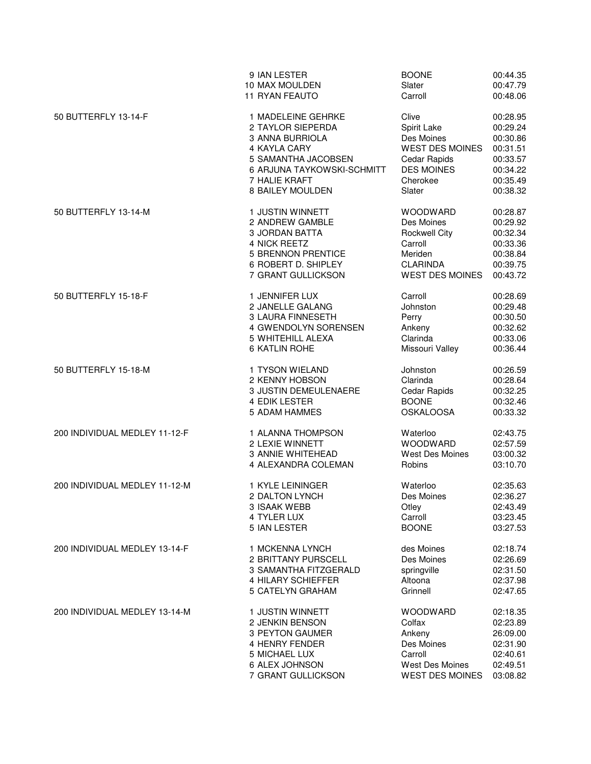| Event | Place | Name | City | Time |
|---|---|---|---|---|
| | 9 | IAN LESTER | BOONE | 00:44.35 |
| | 10 | MAX MOULDEN | Slater | 00:47.79 |
| | 11 | RYAN FEAUTO | Carroll | 00:48.06 |
| 50 BUTTERFLY 13-14-F | 1 | MADELEINE GEHRKE | Clive | 00:28.95 |
| | 2 | TAYLOR SIEPERDA | Spirit Lake | 00:29.24 |
| | 3 | ANNA BURRIOLA | Des Moines | 00:30.86 |
| | 4 | KAYLA CARY | WEST DES MOINES | 00:31.51 |
| | 5 | SAMANTHA JACOBSEN | Cedar Rapids | 00:33.57 |
| | 6 | ARJUNA TAYKOWSKI-SCHMITT | DES MOINES | 00:34.22 |
| | 7 | HALIE KRAFT | Cherokee | 00:35.49 |
| | 8 | BAILEY MOULDEN | Slater | 00:38.32 |
| 50 BUTTERFLY 13-14-M | 1 | JUSTIN WINNETT | WOODWARD | 00:28.87 |
| | 2 | ANDREW GAMBLE | Des Moines | 00:29.92 |
| | 3 | JORDAN BATTA | Rockwell City | 00:32.34 |
| | 4 | NICK REETZ | Carroll | 00:33.36 |
| | 5 | BRENNON PRENTICE | Meriden | 00:38.84 |
| | 6 | ROBERT D. SHIPLEY | CLARINDA | 00:39.75 |
| | 7 | GRANT GULLICKSON | WEST DES MOINES | 00:43.72 |
| 50 BUTTERFLY 15-18-F | 1 | JENNIFER LUX | Carroll | 00:28.69 |
| | 2 | JANELLE GALANG | Johnston | 00:29.48 |
| | 3 | LAURA FINNESETH | Perry | 00:30.50 |
| | 4 | GWENDOLYN SORENSEN | Ankeny | 00:32.62 |
| | 5 | WHITEHILL ALEXA | Clarinda | 00:33.06 |
| | 6 | KATLIN ROHE | Missouri Valley | 00:36.44 |
| 50 BUTTERFLY 15-18-M | 1 | TYSON WIELAND | Johnston | 00:26.59 |
| | 2 | KENNY HOBSON | Clarinda | 00:28.64 |
| | 3 | JUSTIN DEMEULENAERE | Cedar Rapids | 00:32.25 |
| | 4 | EDIK LESTER | BOONE | 00:32.46 |
| | 5 | ADAM HAMMES | OSKALOOSA | 00:33.32 |
| 200 INDIVIDUAL MEDLEY 11-12-F | 1 | ALANNA THOMPSON | Waterloo | 02:43.75 |
| | 2 | LEXIE WINNETT | WOODWARD | 02:57.59 |
| | 3 | ANNIE WHITEHEAD | West Des Moines | 03:00.32 |
| | 4 | ALEXANDRA COLEMAN | Robins | 03:10.70 |
| 200 INDIVIDUAL MEDLEY 11-12-M | 1 | KYLE LEININGER | Waterloo | 02:35.63 |
| | 2 | DALTON LYNCH | Des Moines | 02:36.27 |
| | 3 | ISAAK WEBB | Otley | 02:43.49 |
| | 4 | TYLER LUX | Carroll | 03:23.45 |
| | 5 | IAN LESTER | BOONE | 03:27.53 |
| 200 INDIVIDUAL MEDLEY 13-14-F | 1 | MCKENNA LYNCH | des Moines | 02:18.74 |
| | 2 | BRITTANY PURSCELL | Des Moines | 02:26.69 |
| | 3 | SAMANTHA FITZGERALD | springville | 02:31.50 |
| | 4 | HILARY SCHIEFFER | Altoona | 02:37.98 |
| | 5 | CATELYN GRAHAM | Grinnell | 02:47.65 |
| 200 INDIVIDUAL MEDLEY 13-14-M | 1 | JUSTIN WINNETT | WOODWARD | 02:18.35 |
| | 2 | JENKIN BENSON | Colfax | 02:23.89 |
| | 3 | PEYTON GAUMER | Ankeny | 26:09.00 |
| | 4 | HENRY FENDER | Des Moines | 02:31.90 |
| | 5 | MICHAEL LUX | Carroll | 02:40.61 |
| | 6 | ALEX JOHNSON | West Des Moines | 02:49.51 |
| | 7 | GRANT GULLICKSON | WEST DES MOINES | 03:08.82 |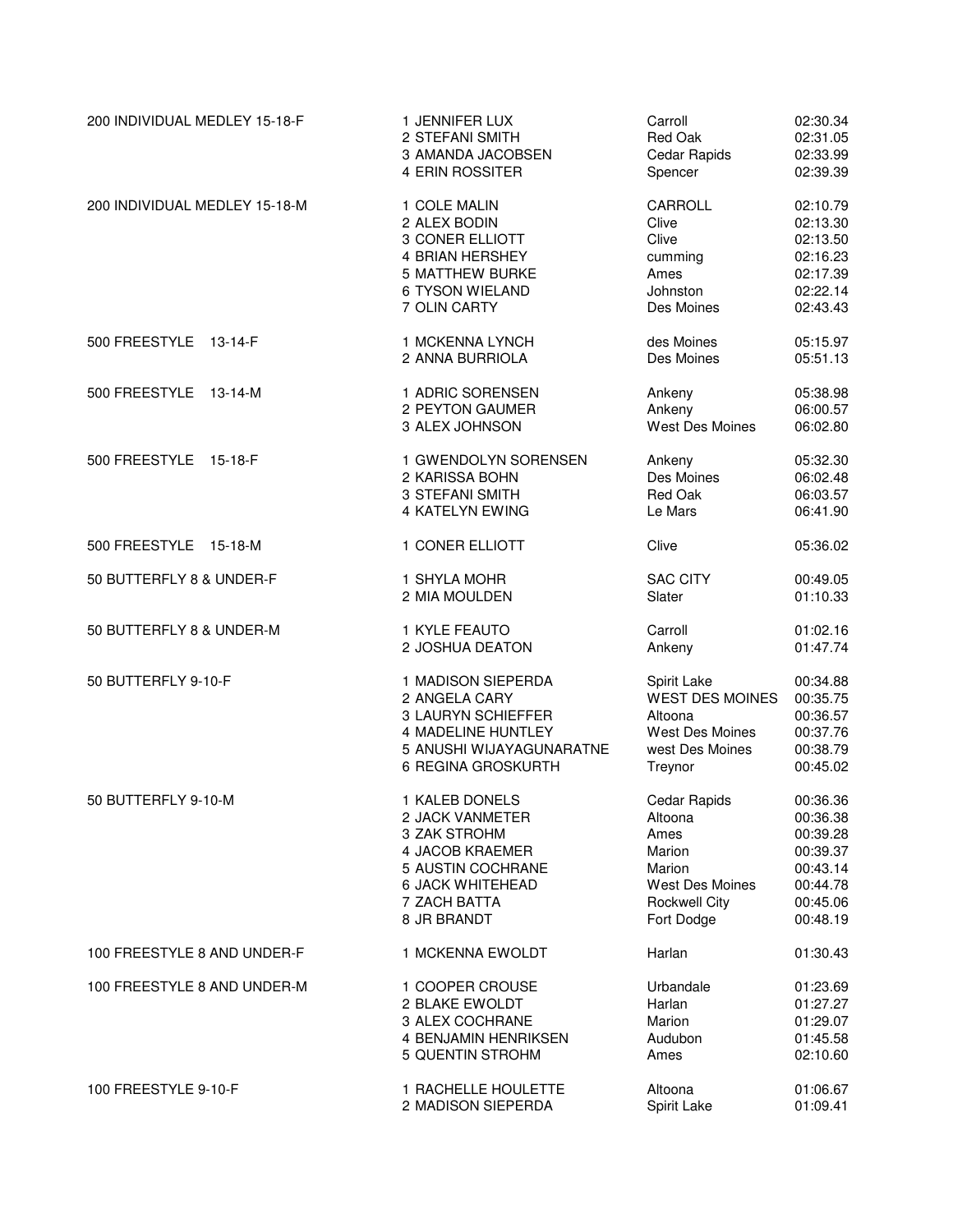| Event | Place / Name | City | Time |
|---|---|---|---|
| 200 INDIVIDUAL MEDLEY 15-18-F | 1 JENNIFER LUX | Carroll | 02:30.34 |
| | 2 STEFANI SMITH | Red Oak | 02:31.05 |
| | 3 AMANDA JACOBSEN | Cedar Rapids | 02:33.99 |
| | 4 ERIN ROSSITER | Spencer | 02:39.39 |
| 200 INDIVIDUAL MEDLEY 15-18-M | 1 COLE MALIN | CARROLL | 02:10.79 |
| | 2 ALEX BODIN | Clive | 02:13.30 |
| | 3 CONER ELLIOTT | Clive | 02:13.50 |
| | 4 BRIAN HERSHEY | cumming | 02:16.23 |
| | 5 MATTHEW BURKE | Ames | 02:17.39 |
| | 6 TYSON WIELAND | Johnston | 02:22.14 |
| | 7 OLIN CARTY | Des Moines | 02:43.43 |
| 500 FREESTYLE 13-14-F | 1 MCKENNA LYNCH | des Moines | 05:15.97 |
| | 2 ANNA BURRIOLA | Des Moines | 05:51.13 |
| 500 FREESTYLE 13-14-M | 1 ADRIC SORENSEN | Ankeny | 05:38.98 |
| | 2 PEYTON GAUMER | Ankeny | 06:00.57 |
| | 3 ALEX JOHNSON | West Des Moines | 06:02.80 |
| 500 FREESTYLE 15-18-F | 1 GWENDOLYN SORENSEN | Ankeny | 05:32.30 |
| | 2 KARISSA BOHN | Des Moines | 06:02.48 |
| | 3 STEFANI SMITH | Red Oak | 06:03.57 |
| | 4 KATELYN EWING | Le Mars | 06:41.90 |
| 500 FREESTYLE 15-18-M | 1 CONER ELLIOTT | Clive | 05:36.02 |
| 50 BUTTERFLY 8 & UNDER-F | 1 SHYLA MOHR | SAC CITY | 00:49.05 |
| | 2 MIA MOULDEN | Slater | 01:10.33 |
| 50 BUTTERFLY 8 & UNDER-M | 1 KYLE FEAUTO | Carroll | 01:02.16 |
| | 2 JOSHUA DEATON | Ankeny | 01:47.74 |
| 50 BUTTERFLY 9-10-F | 1 MADISON SIEPERDA | Spirit Lake | 00:34.88 |
| | 2 ANGELA CARY | WEST DES MOINES | 00:35.75 |
| | 3 LAURYN SCHIEFFER | Altoona | 00:36.57 |
| | 4 MADELINE HUNTLEY | West Des Moines | 00:37.76 |
| | 5 ANUSHI WIJAYAGUNARATNE | west Des Moines | 00:38.79 |
| | 6 REGINA GROSKURTH | Treynor | 00:45.02 |
| 50 BUTTERFLY 9-10-M | 1 KALEB DONELS | Cedar Rapids | 00:36.36 |
| | 2 JACK VANMETER | Altoona | 00:36.38 |
| | 3 ZAK STROHM | Ames | 00:39.28 |
| | 4 JACOB KRAEMER | Marion | 00:39.37 |
| | 5 AUSTIN COCHRANE | Marion | 00:43.14 |
| | 6 JACK WHITEHEAD | West Des Moines | 00:44.78 |
| | 7 ZACH BATTA | Rockwell City | 00:45.06 |
| | 8 JR BRANDT | Fort Dodge | 00:48.19 |
| 100 FREESTYLE 8 AND UNDER-F | 1 MCKENNA EWOLDT | Harlan | 01:30.43 |
| 100 FREESTYLE 8 AND UNDER-M | 1 COOPER CROUSE | Urbandale | 01:23.69 |
| | 2 BLAKE EWOLDT | Harlan | 01:27.27 |
| | 3 ALEX COCHRANE | Marion | 01:29.07 |
| | 4 BENJAMIN HENRIKSEN | Audubon | 01:45.58 |
| | 5 QUENTIN STROHM | Ames | 02:10.60 |
| 100 FREESTYLE 9-10-F | 1 RACHELLE HOULETTE | Altoona | 01:06.67 |
| | 2 MADISON SIEPERDA | Spirit Lake | 01:09.41 |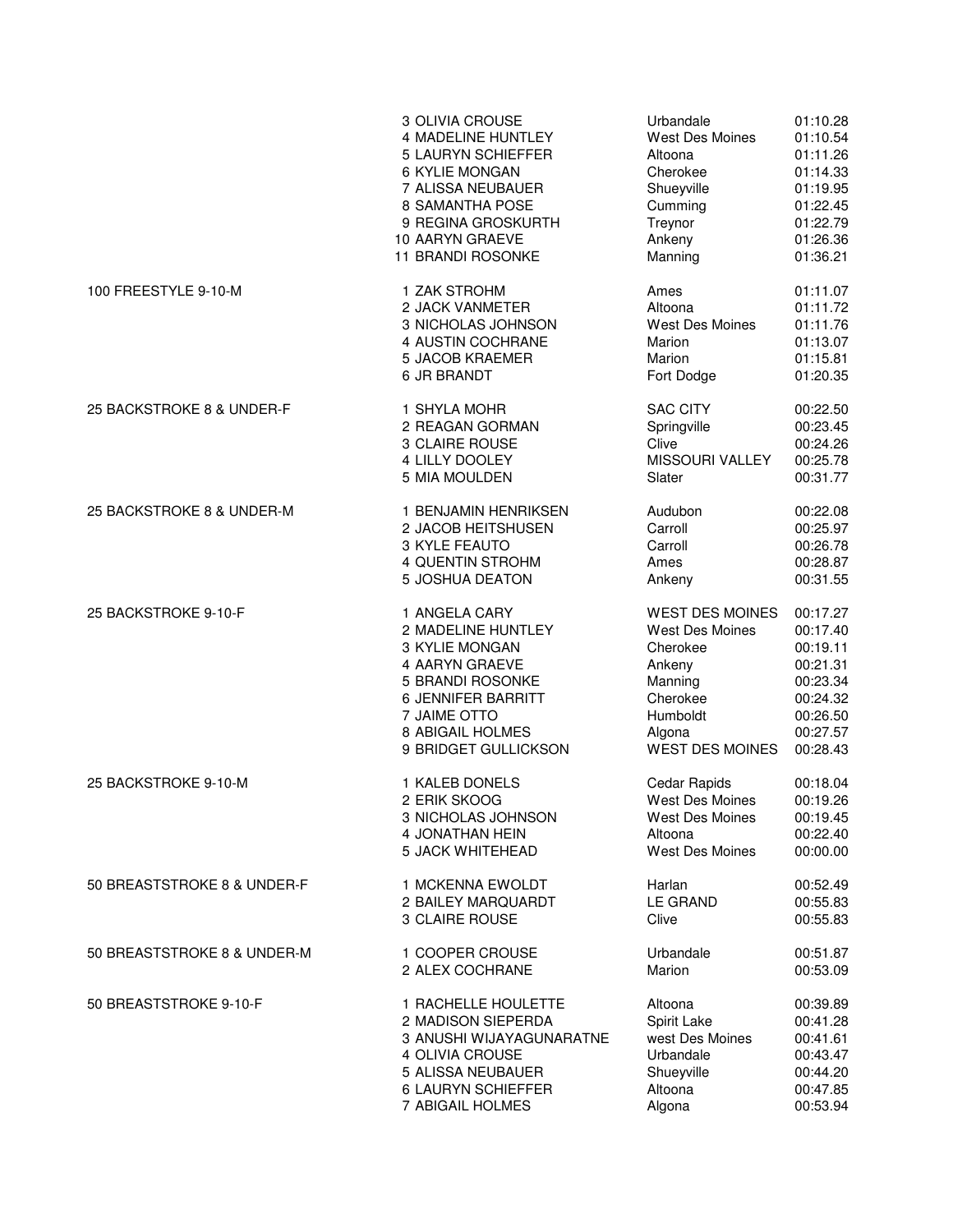| Event | Place | Name | Team | Time |
|---|---|---|---|---|
| | 3 | OLIVIA CROUSE | Urbandale | 01:10.28 |
| | 4 | MADELINE HUNTLEY | West Des Moines | 01:10.54 |
| | 5 | LAURYN SCHIEFFER | Altoona | 01:11.26 |
| | 6 | KYLIE MONGAN | Cherokee | 01:14.33 |
| | 7 | ALISSA NEUBAUER | Shueyville | 01:19.95 |
| | 8 | SAMANTHA POSE | Cumming | 01:22.45 |
| | 9 | REGINA GROSKURTH | Treynor | 01:22.79 |
| | 10 | AARYN GRAEVE | Ankeny | 01:26.36 |
| | 11 | BRANDI ROSONKE | Manning | 01:36.21 |
| 100 FREESTYLE 9-10-M | 1 | ZAK STROHM | Ames | 01:11.07 |
| | 2 | JACK VANMETER | Altoona | 01:11.72 |
| | 3 | NICHOLAS JOHNSON | West Des Moines | 01:11.76 |
| | 4 | AUSTIN COCHRANE | Marion | 01:13.07 |
| | 5 | JACOB KRAEMER | Marion | 01:15.81 |
| | 6 | JR BRANDT | Fort Dodge | 01:20.35 |
| 25 BACKSTROKE 8 & UNDER-F | 1 | SHYLA MOHR | SAC CITY | 00:22.50 |
| | 2 | REAGAN GORMAN | Springville | 00:23.45 |
| | 3 | CLAIRE ROUSE | Clive | 00:24.26 |
| | 4 | LILLY DOOLEY | MISSOURI VALLEY | 00:25.78 |
| | 5 | MIA MOULDEN | Slater | 00:31.77 |
| 25 BACKSTROKE 8 & UNDER-M | 1 | BENJAMIN HENRIKSEN | Audubon | 00:22.08 |
| | 2 | JACOB HEITSHUSEN | Carroll | 00:25.97 |
| | 3 | KYLE FEAUTO | Carroll | 00:26.78 |
| | 4 | QUENTIN STROHM | Ames | 00:28.87 |
| | 5 | JOSHUA DEATON | Ankeny | 00:31.55 |
| 25 BACKSTROKE 9-10-F | 1 | ANGELA CARY | WEST DES MOINES | 00:17.27 |
| | 2 | MADELINE HUNTLEY | West Des Moines | 00:17.40 |
| | 3 | KYLIE MONGAN | Cherokee | 00:19.11 |
| | 4 | AARYN GRAEVE | Ankeny | 00:21.31 |
| | 5 | BRANDI ROSONKE | Manning | 00:23.34 |
| | 6 | JENNIFER BARRITT | Cherokee | 00:24.32 |
| | 7 | JAIME OTTO | Humboldt | 00:26.50 |
| | 8 | ABIGAIL HOLMES | Algona | 00:27.57 |
| | 9 | BRIDGET GULLICKSON | WEST DES MOINES | 00:28.43 |
| 25 BACKSTROKE 9-10-M | 1 | KALEB DONELS | Cedar Rapids | 00:18.04 |
| | 2 | ERIK SKOOG | West Des Moines | 00:19.26 |
| | 3 | NICHOLAS JOHNSON | West Des Moines | 00:19.45 |
| | 4 | JONATHAN HEIN | Altoona | 00:22.40 |
| | 5 | JACK WHITEHEAD | West Des Moines | 00:00.00 |
| 50 BREASTSTROKE 8 & UNDER-F | 1 | MCKENNA EWOLDT | Harlan | 00:52.49 |
| | 2 | BAILEY MARQUARDT | LE GRAND | 00:55.83 |
| | 3 | CLAIRE ROUSE | Clive | 00:55.83 |
| 50 BREASTSTROKE 8 & UNDER-M | 1 | COOPER CROUSE | Urbandale | 00:51.87 |
| | 2 | ALEX COCHRANE | Marion | 00:53.09 |
| 50 BREASTSTROKE 9-10-F | 1 | RACHELLE HOULETTE | Altoona | 00:39.89 |
| | 2 | MADISON SIEPERDA | Spirit Lake | 00:41.28 |
| | 3 | ANUSHI WIJAYAGUNARATNE | west Des Moines | 00:41.61 |
| | 4 | OLIVIA CROUSE | Urbandale | 00:43.47 |
| | 5 | ALISSA NEUBAUER | Shueyville | 00:44.20 |
| | 6 | LAURYN SCHIEFFER | Altoona | 00:47.85 |
| | 7 | ABIGAIL HOLMES | Algona | 00:53.94 |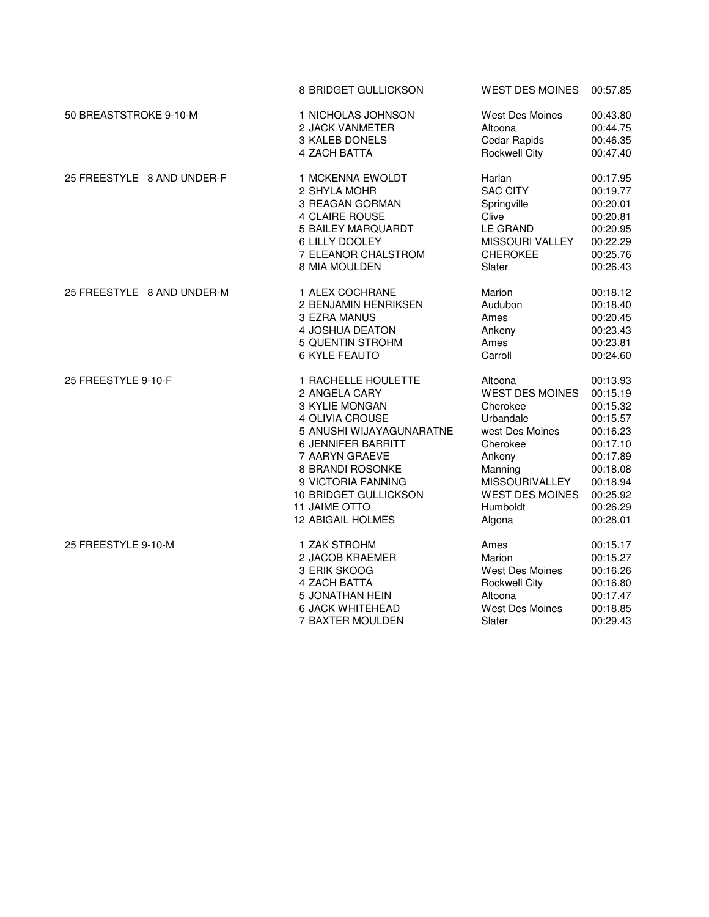| | | | |
|---|---|---|---|
| | 8 BRIDGET GULLICKSON | WEST DES MOINES | 00:57.85 |
| 50 BREASTSTROKE 9-10-M | 1 NICHOLAS JOHNSON | West Des Moines | 00:43.80 |
| | 2 JACK VANMETER | Altoona | 00:44.75 |
| | 3 KALEB DONELS | Cedar Rapids | 00:46.35 |
| | 4 ZACH BATTA | Rockwell City | 00:47.40 |
| 25 FREESTYLE 8 AND UNDER-F | 1 MCKENNA EWOLDT | Harlan | 00:17.95 |
| | 2 SHYLA MOHR | SAC CITY | 00:19.77 |
| | 3 REAGAN GORMAN | Springville | 00:20.01 |
| | 4 CLAIRE ROUSE | Clive | 00:20.81 |
| | 5 BAILEY MARQUARDT | LE GRAND | 00:20.95 |
| | 6 LILLY DOOLEY | MISSOURI VALLEY | 00:22.29 |
| | 7 ELEANOR CHALSTROM | CHEROKEE | 00:25.76 |
| | 8 MIA MOULDEN | Slater | 00:26.43 |
| 25 FREESTYLE 8 AND UNDER-M | 1 ALEX COCHRANE | Marion | 00:18.12 |
| | 2 BENJAMIN HENRIKSEN | Audubon | 00:18.40 |
| | 3 EZRA MANUS | Ames | 00:20.45 |
| | 4 JOSHUA DEATON | Ankeny | 00:23.43 |
| | 5 QUENTIN STROHM | Ames | 00:23.81 |
| | 6 KYLE FEAUTO | Carroll | 00:24.60 |
| 25 FREESTYLE 9-10-F | 1 RACHELLE HOULETTE | Altoona | 00:13.93 |
| | 2 ANGELA CARY | WEST DES MOINES | 00:15.19 |
| | 3 KYLIE MONGAN | Cherokee | 00:15.32 |
| | 4 OLIVIA CROUSE | Urbandale | 00:15.57 |
| | 5 ANUSHI WIJAYAGUNARATNE | west Des Moines | 00:16.23 |
| | 6 JENNIFER BARRITT | Cherokee | 00:17.10 |
| | 7 AARYN GRAEVE | Ankeny | 00:17.89 |
| | 8 BRANDI ROSONKE | Manning | 00:18.08 |
| | 9 VICTORIA FANNING | MISSOURIVALLEY | 00:18.94 |
| | 10 BRIDGET GULLICKSON | WEST DES MOINES | 00:25.92 |
| | 11 JAIME OTTO | Humboldt | 00:26.29 |
| | 12 ABIGAIL HOLMES | Algona | 00:28.01 |
| 25 FREESTYLE 9-10-M | 1 ZAK STROHM | Ames | 00:15.17 |
| | 2 JACOB KRAEMER | Marion | 00:15.27 |
| | 3 ERIK SKOOG | West Des Moines | 00:16.26 |
| | 4 ZACH BATTA | Rockwell City | 00:16.80 |
| | 5 JONATHAN HEIN | Altoona | 00:17.47 |
| | 6 JACK WHITEHEAD | West Des Moines | 00:18.85 |
| | 7 BAXTER MOULDEN | Slater | 00:29.43 |